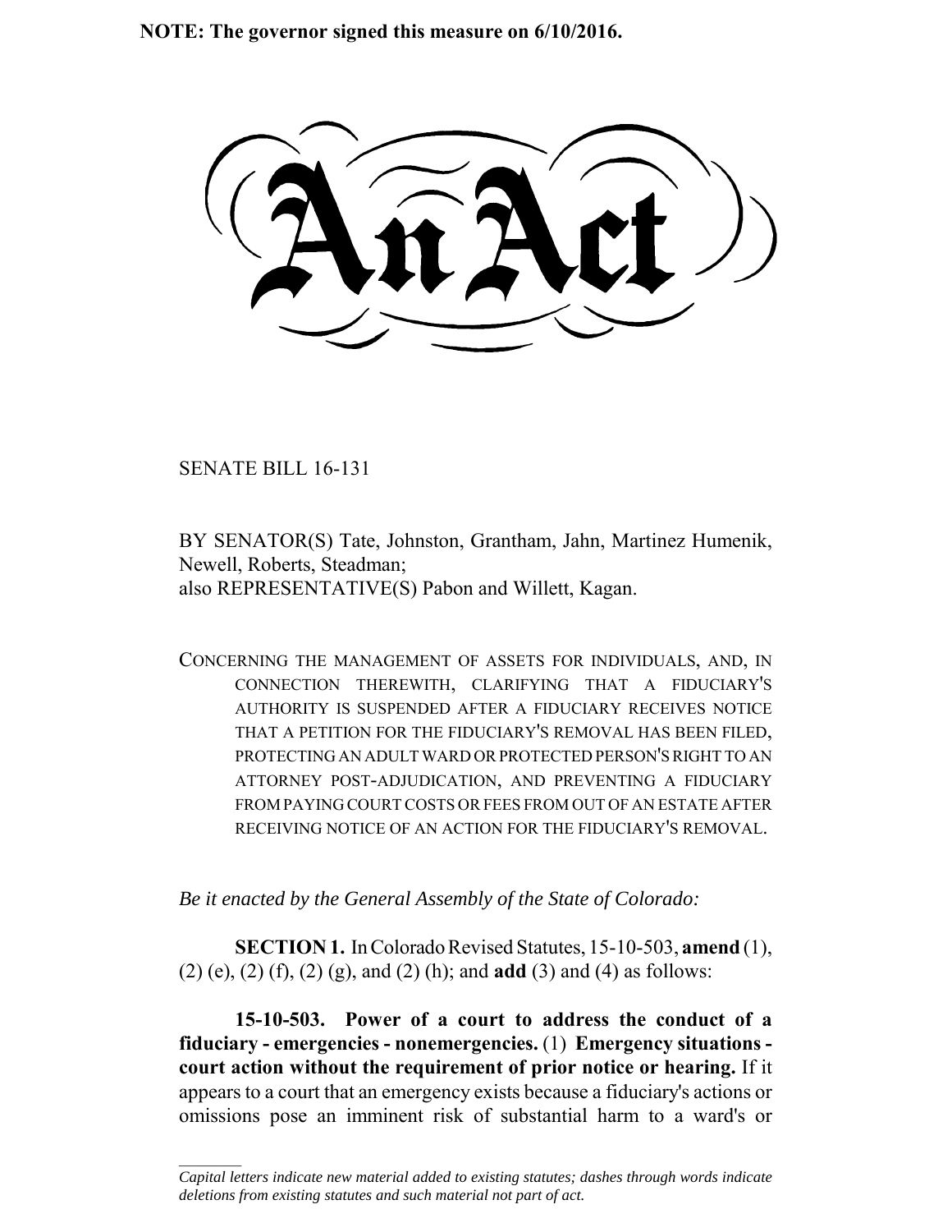**NOTE: The governor signed this measure on 6/10/2016.**

# An Act

SENATE BILL 16-131

BY SENATOR(S) Tate, Johnston, Grantham, Jahn, Martinez Humenik, Newell, Roberts, Steadman;
also REPRESENTATIVE(S) Pabon and Willett, Kagan.

CONCERNING THE MANAGEMENT OF ASSETS FOR INDIVIDUALS, AND, IN CONNECTION THEREWITH, CLARIFYING THAT A FIDUCIARY'S AUTHORITY IS SUSPENDED AFTER A FIDUCIARY RECEIVES NOTICE THAT A PETITION FOR THE FIDUCIARY'S REMOVAL HAS BEEN FILED, PROTECTING AN ADULT WARD OR PROTECTED PERSON'S RIGHT TO AN ATTORNEY POST-ADJUDICATION, AND PREVENTING A FIDUCIARY FROM PAYING COURT COSTS OR FEES FROM OUT OF AN ESTATE AFTER RECEIVING NOTICE OF AN ACTION FOR THE FIDUCIARY'S REMOVAL.

*Be it enacted by the General Assembly of the State of Colorado:*

**SECTION 1.** In Colorado Revised Statutes, 15-10-503, **amend** (1), (2) (e), (2) (f), (2) (g), and (2) (h); and **add** (3) and (4) as follows:

**15-10-503. Power of a court to address the conduct of a fiduciary - emergencies - nonemergencies.** (1) **Emergency situations - court action without the requirement of prior notice or hearing.** If it appears to a court that an emergency exists because a fiduciary's actions or omissions pose an imminent risk of substantial harm to a ward's or

*Capital letters indicate new material added to existing statutes; dashes through words indicate deletions from existing statutes and such material not part of act.*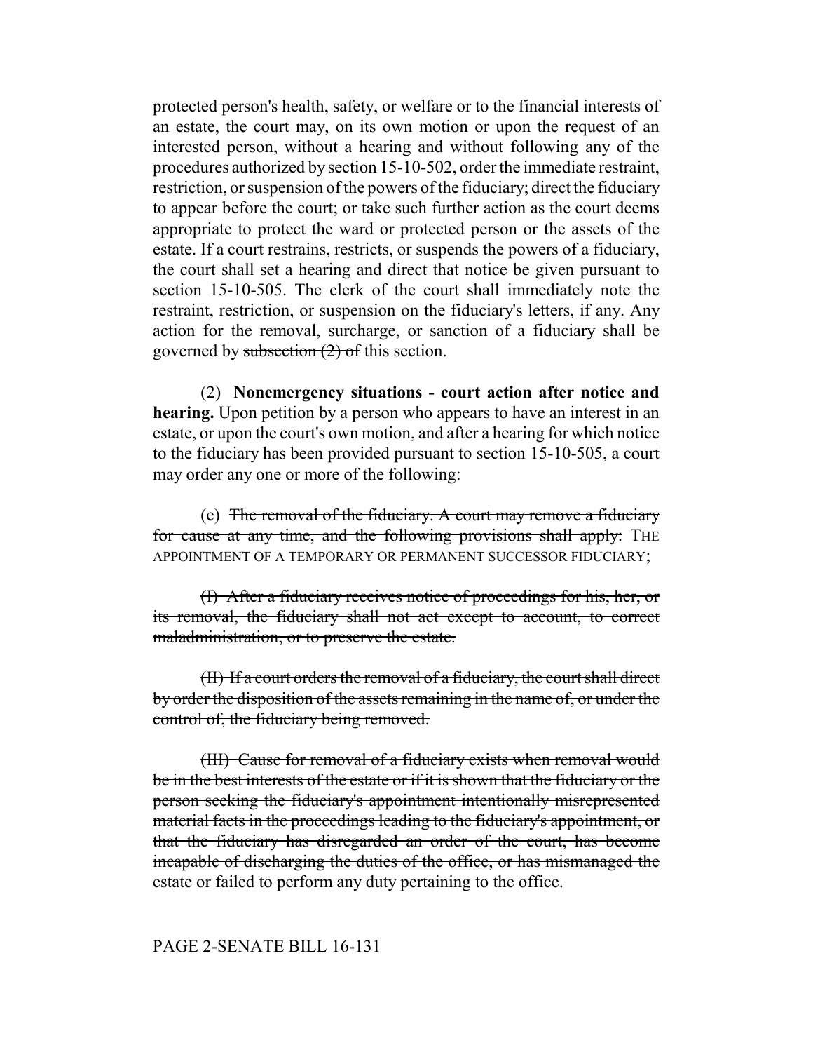protected person's health, safety, or welfare or to the financial interests of an estate, the court may, on its own motion or upon the request of an interested person, without a hearing and without following any of the procedures authorized by section 15-10-502, order the immediate restraint, restriction, or suspension of the powers of the fiduciary; direct the fiduciary to appear before the court; or take such further action as the court deems appropriate to protect the ward or protected person or the assets of the estate. If a court restrains, restricts, or suspends the powers of a fiduciary, the court shall set a hearing and direct that notice be given pursuant to section 15-10-505. The clerk of the court shall immediately note the restraint, restriction, or suspension on the fiduciary's letters, if any. Any action for the removal, surcharge, or sanction of a fiduciary shall be governed by ~~subsection (2) of~~ this section.

(2) **Nonemergency situations - court action after notice and hearing.** Upon petition by a person who appears to have an interest in an estate, or upon the court's own motion, and after a hearing for which notice to the fiduciary has been provided pursuant to section 15-10-505, a court may order any one or more of the following:

(e) ~~The removal of the fiduciary. A court may remove a fiduciary for cause at any time, and the following provisions shall apply:~~ THE APPOINTMENT OF A TEMPORARY OR PERMANENT SUCCESSOR FIDUCIARY;

~~(I) After a fiduciary receives notice of proceedings for his, her, or its removal, the fiduciary shall not act except to account, to correct maladministration, or to preserve the estate.~~

~~(II) If a court orders the removal of a fiduciary, the court shall direct by order the disposition of the assets remaining in the name of, or under the control of, the fiduciary being removed.~~

~~(III) Cause for removal of a fiduciary exists when removal would be in the best interests of the estate or if it is shown that the fiduciary or the person seeking the fiduciary's appointment intentionally misrepresented material facts in the proceedings leading to the fiduciary's appointment, or that the fiduciary has disregarded an order of the court, has become incapable of discharging the duties of the office, or has mismanaged the estate or failed to perform any duty pertaining to the office.~~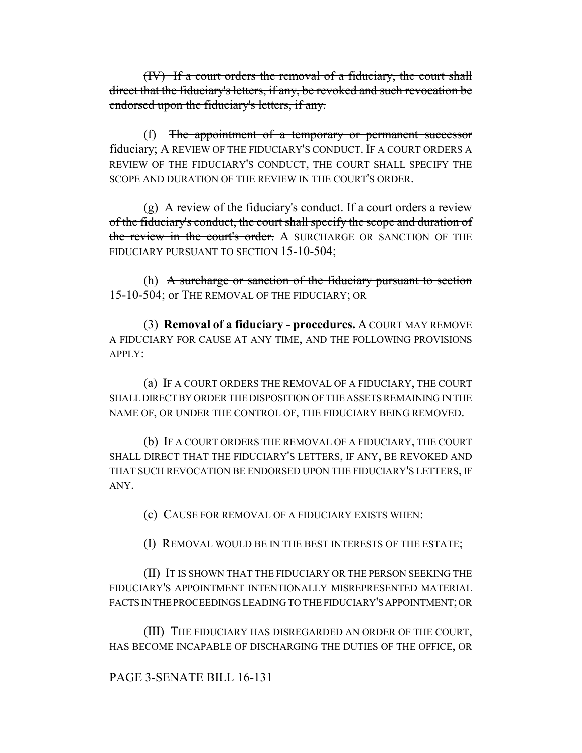(IV) ~~If a court orders the removal of a fiduciary, the court shall direct that the fiduciary's letters, if any, be revoked and such revocation be endorsed upon the fiduciary's letters, if any.~~

(f) ~~The appointment of a temporary or permanent successor fiduciary;~~ A REVIEW OF THE FIDUCIARY'S CONDUCT. IF A COURT ORDERS A REVIEW OF THE FIDUCIARY'S CONDUCT, THE COURT SHALL SPECIFY THE SCOPE AND DURATION OF THE REVIEW IN THE COURT'S ORDER.

(g) ~~A review of the fiduciary's conduct. If a court orders a review of the fiduciary's conduct, the court shall specify the scope and duration of the review in the court's order.~~ A SURCHARGE OR SANCTION OF THE FIDUCIARY PURSUANT TO SECTION 15-10-504;

(h) ~~A surcharge or sanction of the fiduciary pursuant to section 15-10-504; or~~ THE REMOVAL OF THE FIDUCIARY; OR

(3) **Removal of a fiduciary - procedures.** A COURT MAY REMOVE A FIDUCIARY FOR CAUSE AT ANY TIME, AND THE FOLLOWING PROVISIONS APPLY:

(a) IF A COURT ORDERS THE REMOVAL OF A FIDUCIARY, THE COURT SHALL DIRECT BY ORDER THE DISPOSITION OF THE ASSETS REMAINING IN THE NAME OF, OR UNDER THE CONTROL OF, THE FIDUCIARY BEING REMOVED.

(b) IF A COURT ORDERS THE REMOVAL OF A FIDUCIARY, THE COURT SHALL DIRECT THAT THE FIDUCIARY'S LETTERS, IF ANY, BE REVOKED AND THAT SUCH REVOCATION BE ENDORSED UPON THE FIDUCIARY'S LETTERS, IF ANY.

(c) CAUSE FOR REMOVAL OF A FIDUCIARY EXISTS WHEN:

(I) REMOVAL WOULD BE IN THE BEST INTERESTS OF THE ESTATE;

(II) IT IS SHOWN THAT THE FIDUCIARY OR THE PERSON SEEKING THE FIDUCIARY'S APPOINTMENT INTENTIONALLY MISREPRESENTED MATERIAL FACTS IN THE PROCEEDINGS LEADING TO THE FIDUCIARY'S APPOINTMENT; OR

(III) THE FIDUCIARY HAS DISREGARDED AN ORDER OF THE COURT, HAS BECOME INCAPABLE OF DISCHARGING THE DUTIES OF THE OFFICE, OR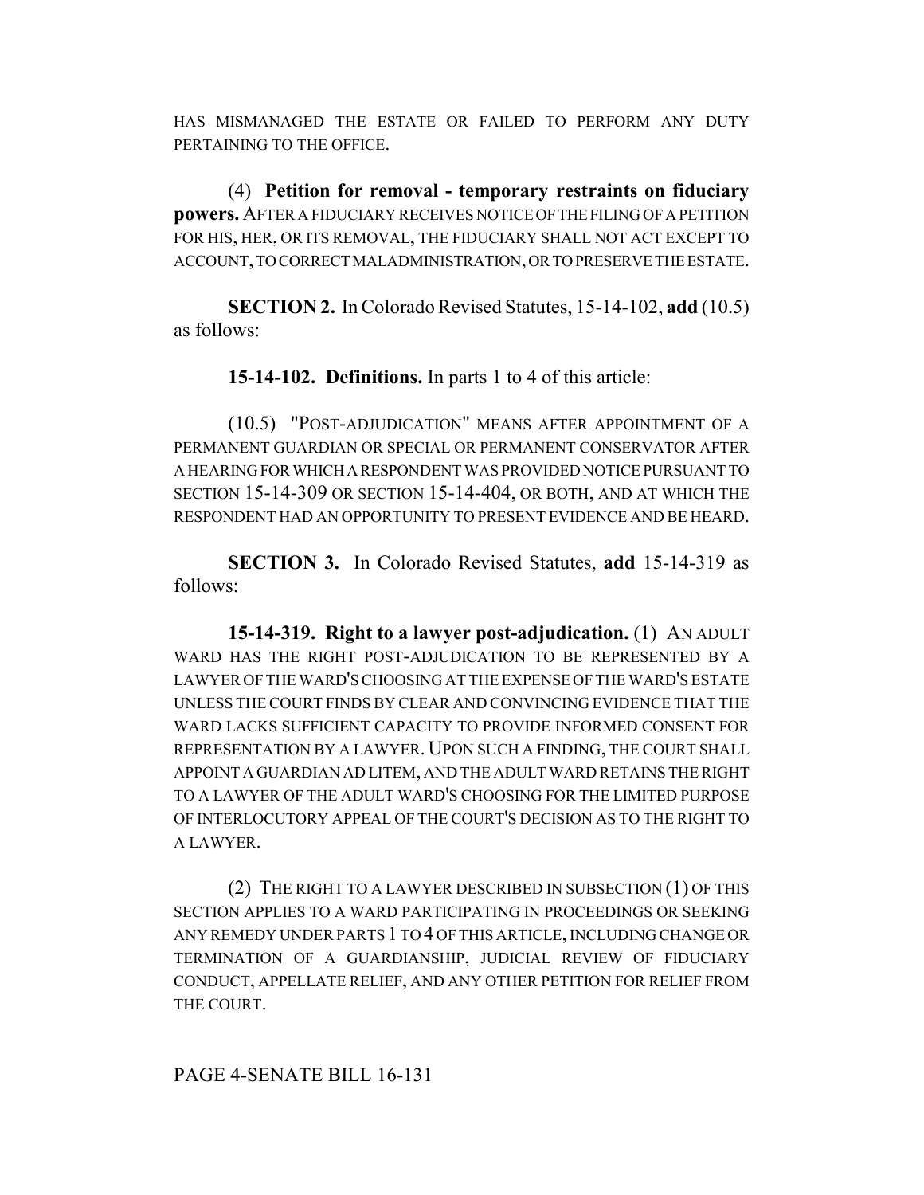HAS MISMANAGED THE ESTATE OR FAILED TO PERFORM ANY DUTY PERTAINING TO THE OFFICE.

(4) **Petition for removal - temporary restraints on fiduciary powers.** AFTER A FIDUCIARY RECEIVES NOTICE OF THE FILING OF A PETITION FOR HIS, HER, OR ITS REMOVAL, THE FIDUCIARY SHALL NOT ACT EXCEPT TO ACCOUNT, TO CORRECT MALADMINISTRATION, OR TO PRESERVE THE ESTATE.

**SECTION 2.** In Colorado Revised Statutes, 15-14-102, **add** (10.5) as follows:

**15-14-102. Definitions.** In parts 1 to 4 of this article:

(10.5) "POST-ADJUDICATION" MEANS AFTER APPOINTMENT OF A PERMANENT GUARDIAN OR SPECIAL OR PERMANENT CONSERVATOR AFTER A HEARING FOR WHICH A RESPONDENT WAS PROVIDED NOTICE PURSUANT TO SECTION 15-14-309 OR SECTION 15-14-404, OR BOTH, AND AT WHICH THE RESPONDENT HAD AN OPPORTUNITY TO PRESENT EVIDENCE AND BE HEARD.

**SECTION 3.** In Colorado Revised Statutes, **add** 15-14-319 as follows:

**15-14-319. Right to a lawyer post-adjudication.** (1) AN ADULT WARD HAS THE RIGHT POST-ADJUDICATION TO BE REPRESENTED BY A LAWYER OF THE WARD'S CHOOSING AT THE EXPENSE OF THE WARD'S ESTATE UNLESS THE COURT FINDS BY CLEAR AND CONVINCING EVIDENCE THAT THE WARD LACKS SUFFICIENT CAPACITY TO PROVIDE INFORMED CONSENT FOR REPRESENTATION BY A LAWYER. UPON SUCH A FINDING, THE COURT SHALL APPOINT A GUARDIAN AD LITEM, AND THE ADULT WARD RETAINS THE RIGHT TO A LAWYER OF THE ADULT WARD'S CHOOSING FOR THE LIMITED PURPOSE OF INTERLOCUTORY APPEAL OF THE COURT'S DECISION AS TO THE RIGHT TO A LAWYER.

(2) THE RIGHT TO A LAWYER DESCRIBED IN SUBSECTION (1) OF THIS SECTION APPLIES TO A WARD PARTICIPATING IN PROCEEDINGS OR SEEKING ANY REMEDY UNDER PARTS 1 TO 4 OF THIS ARTICLE, INCLUDING CHANGE OR TERMINATION OF A GUARDIANSHIP, JUDICIAL REVIEW OF FIDUCIARY CONDUCT, APPELLATE RELIEF, AND ANY OTHER PETITION FOR RELIEF FROM THE COURT.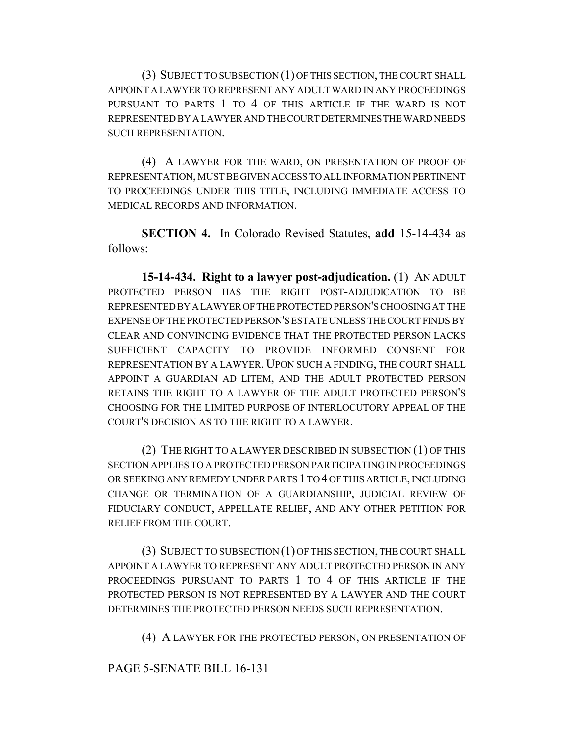(3) SUBJECT TO SUBSECTION (1) OF THIS SECTION, THE COURT SHALL APPOINT A LAWYER TO REPRESENT ANY ADULT WARD IN ANY PROCEEDINGS PURSUANT TO PARTS 1 TO 4 OF THIS ARTICLE IF THE WARD IS NOT REPRESENTED BY A LAWYER AND THE COURT DETERMINES THE WARD NEEDS SUCH REPRESENTATION.

(4) A LAWYER FOR THE WARD, ON PRESENTATION OF PROOF OF REPRESENTATION, MUST BE GIVEN ACCESS TO ALL INFORMATION PERTINENT TO PROCEEDINGS UNDER THIS TITLE, INCLUDING IMMEDIATE ACCESS TO MEDICAL RECORDS AND INFORMATION.

**SECTION 4.** In Colorado Revised Statutes, **add** 15-14-434 as follows:

**15-14-434. Right to a lawyer post-adjudication.** (1) AN ADULT PROTECTED PERSON HAS THE RIGHT POST-ADJUDICATION TO BE REPRESENTED BY A LAWYER OF THE PROTECTED PERSON'S CHOOSING AT THE EXPENSE OF THE PROTECTED PERSON'S ESTATE UNLESS THE COURT FINDS BY CLEAR AND CONVINCING EVIDENCE THAT THE PROTECTED PERSON LACKS SUFFICIENT CAPACITY TO PROVIDE INFORMED CONSENT FOR REPRESENTATION BY A LAWYER. UPON SUCH A FINDING, THE COURT SHALL APPOINT A GUARDIAN AD LITEM, AND THE ADULT PROTECTED PERSON RETAINS THE RIGHT TO A LAWYER OF THE ADULT PROTECTED PERSON'S CHOOSING FOR THE LIMITED PURPOSE OF INTERLOCUTORY APPEAL OF THE COURT'S DECISION AS TO THE RIGHT TO A LAWYER.

(2) THE RIGHT TO A LAWYER DESCRIBED IN SUBSECTION (1) OF THIS SECTION APPLIES TO A PROTECTED PERSON PARTICIPATING IN PROCEEDINGS OR SEEKING ANY REMEDY UNDER PARTS 1 TO 4 OF THIS ARTICLE, INCLUDING CHANGE OR TERMINATION OF A GUARDIANSHIP, JUDICIAL REVIEW OF FIDUCIARY CONDUCT, APPELLATE RELIEF, AND ANY OTHER PETITION FOR RELIEF FROM THE COURT.

(3) SUBJECT TO SUBSECTION (1) OF THIS SECTION, THE COURT SHALL APPOINT A LAWYER TO REPRESENT ANY ADULT PROTECTED PERSON IN ANY PROCEEDINGS PURSUANT TO PARTS 1 TO 4 OF THIS ARTICLE IF THE PROTECTED PERSON IS NOT REPRESENTED BY A LAWYER AND THE COURT DETERMINES THE PROTECTED PERSON NEEDS SUCH REPRESENTATION.

(4) A LAWYER FOR THE PROTECTED PERSON, ON PRESENTATION OF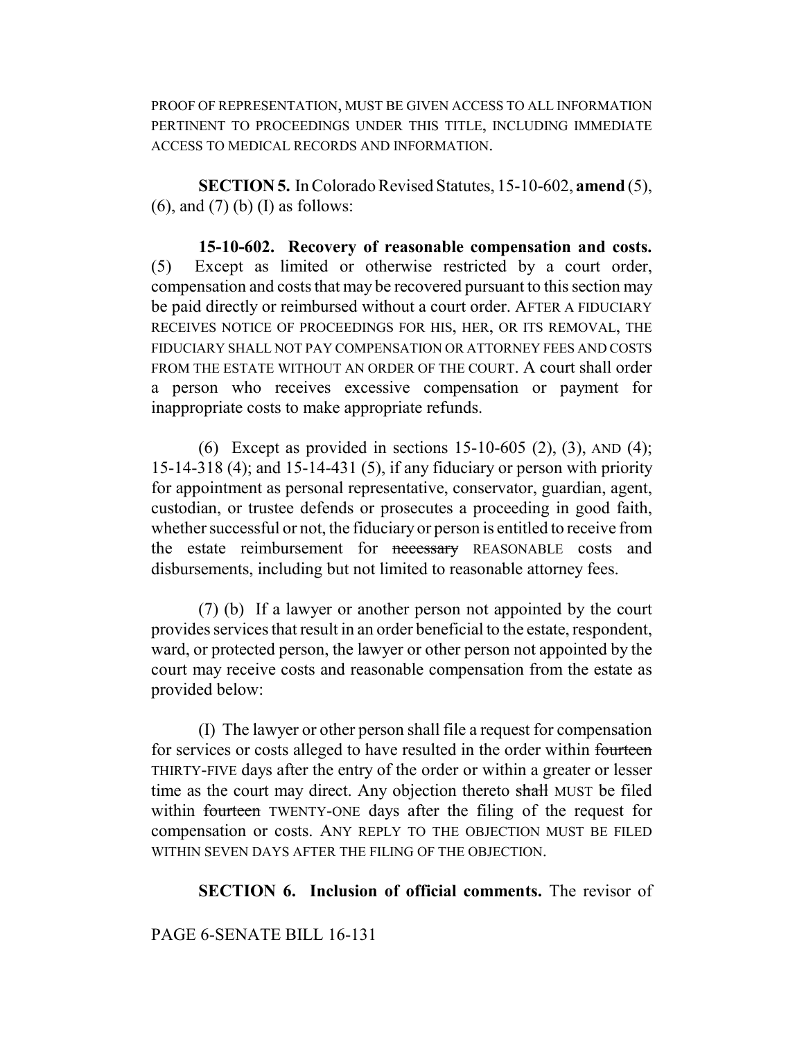PROOF OF REPRESENTATION, MUST BE GIVEN ACCESS TO ALL INFORMATION PERTINENT TO PROCEEDINGS UNDER THIS TITLE, INCLUDING IMMEDIATE ACCESS TO MEDICAL RECORDS AND INFORMATION.

**SECTION 5.** In Colorado Revised Statutes, 15-10-602, **amend** (5), (6), and (7) (b) (I) as follows:

**15-10-602. Recovery of reasonable compensation and costs.** (5) Except as limited or otherwise restricted by a court order, compensation and costs that may be recovered pursuant to this section may be paid directly or reimbursed without a court order. AFTER A FIDUCIARY RECEIVES NOTICE OF PROCEEDINGS FOR HIS, HER, OR ITS REMOVAL, THE FIDUCIARY SHALL NOT PAY COMPENSATION OR ATTORNEY FEES AND COSTS FROM THE ESTATE WITHOUT AN ORDER OF THE COURT. A court shall order a person who receives excessive compensation or payment for inappropriate costs to make appropriate refunds.

(6) Except as provided in sections 15-10-605 (2), (3), AND (4); 15-14-318 (4); and 15-14-431 (5), if any fiduciary or person with priority for appointment as personal representative, conservator, guardian, agent, custodian, or trustee defends or prosecutes a proceeding in good faith, whether successful or not, the fiduciary or person is entitled to receive from the estate reimbursement for ~~necessary~~ REASONABLE costs and disbursements, including but not limited to reasonable attorney fees.

(7) (b) If a lawyer or another person not appointed by the court provides services that result in an order beneficial to the estate, respondent, ward, or protected person, the lawyer or other person not appointed by the court may receive costs and reasonable compensation from the estate as provided below:

(I) The lawyer or other person shall file a request for compensation for services or costs alleged to have resulted in the order within ~~fourteen~~ THIRTY-FIVE days after the entry of the order or within a greater or lesser time as the court may direct. Any objection thereto ~~shall~~ MUST be filed within ~~fourteen~~ TWENTY-ONE days after the filing of the request for compensation or costs. ANY REPLY TO THE OBJECTION MUST BE FILED WITHIN SEVEN DAYS AFTER THE FILING OF THE OBJECTION.

**SECTION 6. Inclusion of official comments.** The revisor of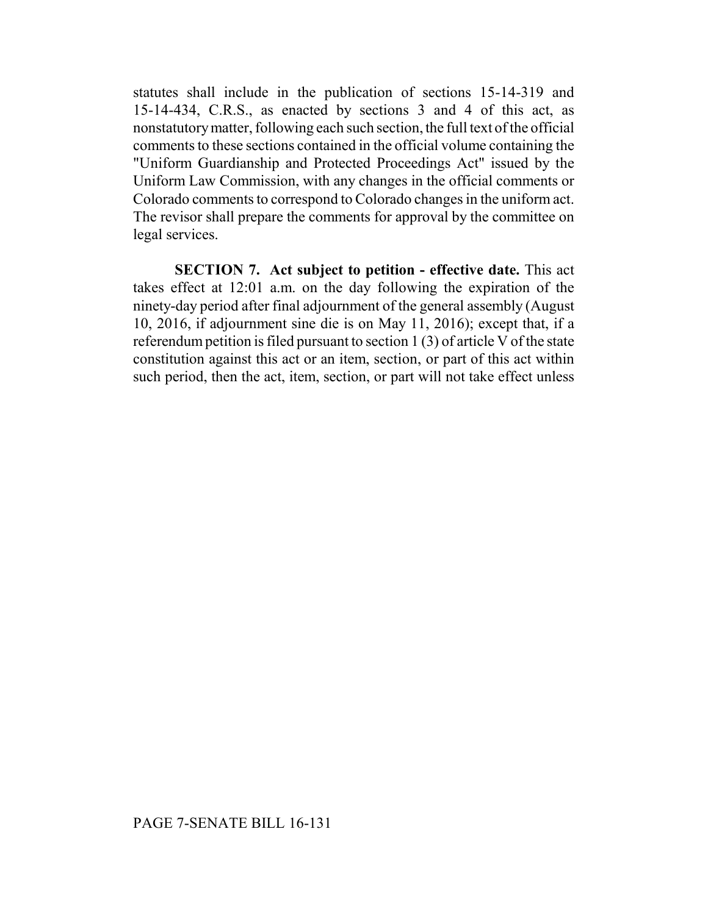statutes shall include in the publication of sections 15-14-319 and 15-14-434, C.R.S., as enacted by sections 3 and 4 of this act, as nonstatutory matter, following each such section, the full text of the official comments to these sections contained in the official volume containing the "Uniform Guardianship and Protected Proceedings Act" issued by the Uniform Law Commission, with any changes in the official comments or Colorado comments to correspond to Colorado changes in the uniform act. The revisor shall prepare the comments for approval by the committee on legal services.

**SECTION 7. Act subject to petition - effective date.** This act takes effect at 12:01 a.m. on the day following the expiration of the ninety-day period after final adjournment of the general assembly (August 10, 2016, if adjournment sine die is on May 11, 2016); except that, if a referendum petition is filed pursuant to section 1 (3) of article V of the state constitution against this act or an item, section, or part of this act within such period, then the act, item, section, or part will not take effect unless

PAGE 7-SENATE BILL 16-131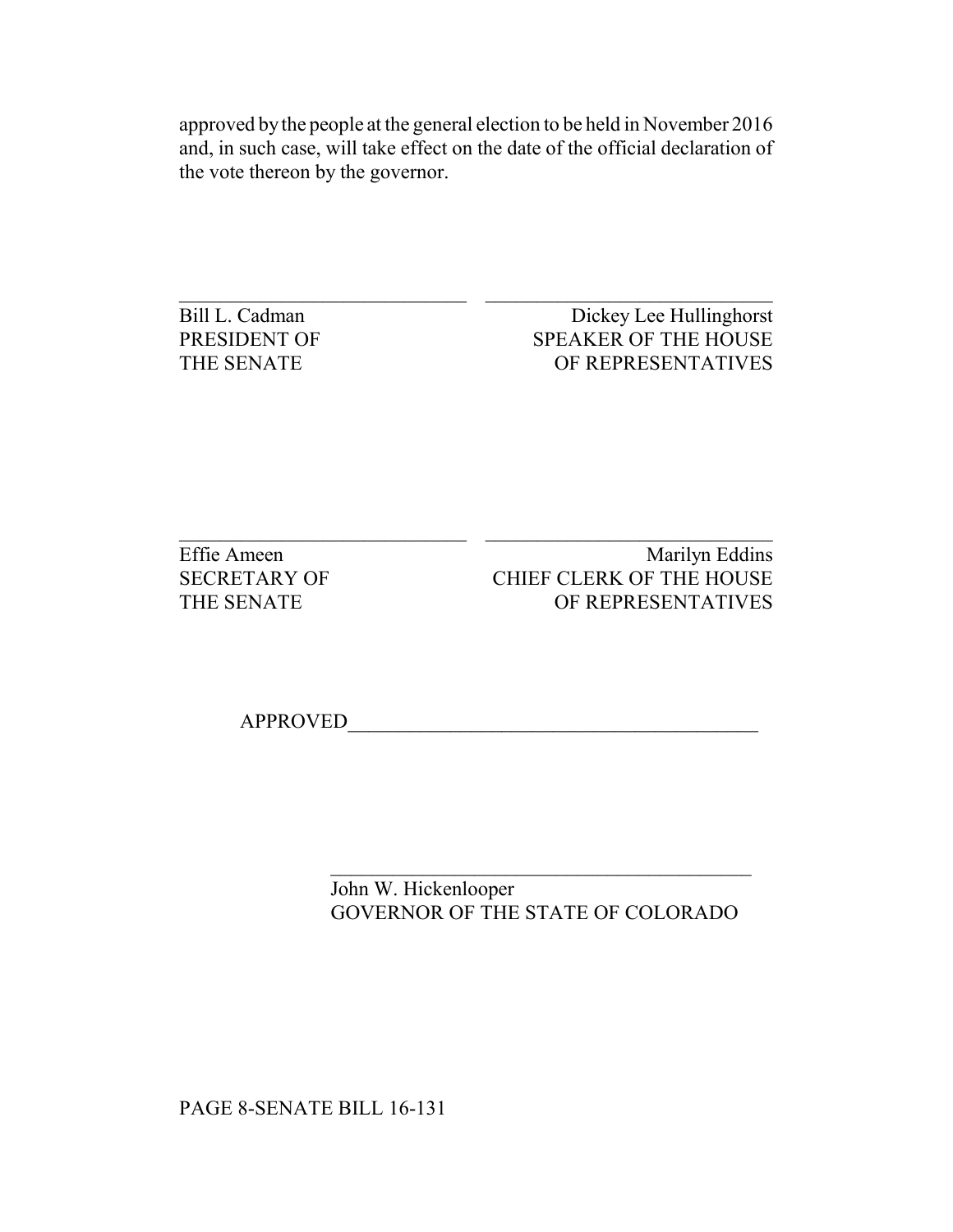approved by the people at the general election to be held in November 2016 and, in such case, will take effect on the date of the official declaration of the vote thereon by the governor.

\_\_\_\_\_\_\_\_\_\_\_\_\_\_\_\_\_\_\_\_\_\_\_\_\_\_\_\_
Bill L. Cadman
PRESIDENT OF
THE SENATE

\_\_\_\_\_\_\_\_\_\_\_\_\_\_\_\_\_\_\_\_\_\_\_\_\_\_\_\_
Dickey Lee Hullinghorst
SPEAKER OF THE HOUSE
OF REPRESENTATIVES

\_\_\_\_\_\_\_\_\_\_\_\_\_\_\_\_\_\_\_\_\_\_\_\_\_\_\_\_
Effie Ameen
SECRETARY OF
THE SENATE

\_\_\_\_\_\_\_\_\_\_\_\_\_\_\_\_\_\_\_\_\_\_\_\_\_\_\_\_
Marilyn Eddins
CHIEF CLERK OF THE HOUSE
OF REPRESENTATIVES

APPROVED\_\_\_\_\_\_\_\_\_\_\_\_\_\_\_\_\_\_\_\_\_\_\_\_\_\_\_\_\_\_\_\_\_\_\_\_\_\_\_\_

\_\_\_\_\_\_\_\_\_\_\_\_\_\_\_\_\_\_\_\_\_\_\_\_\_\_\_\_\_\_\_\_\_\_\_\_\_\_\_\_
John W. Hickenlooper
GOVERNOR OF THE STATE OF COLORADO

PAGE 8-SENATE BILL 16-131